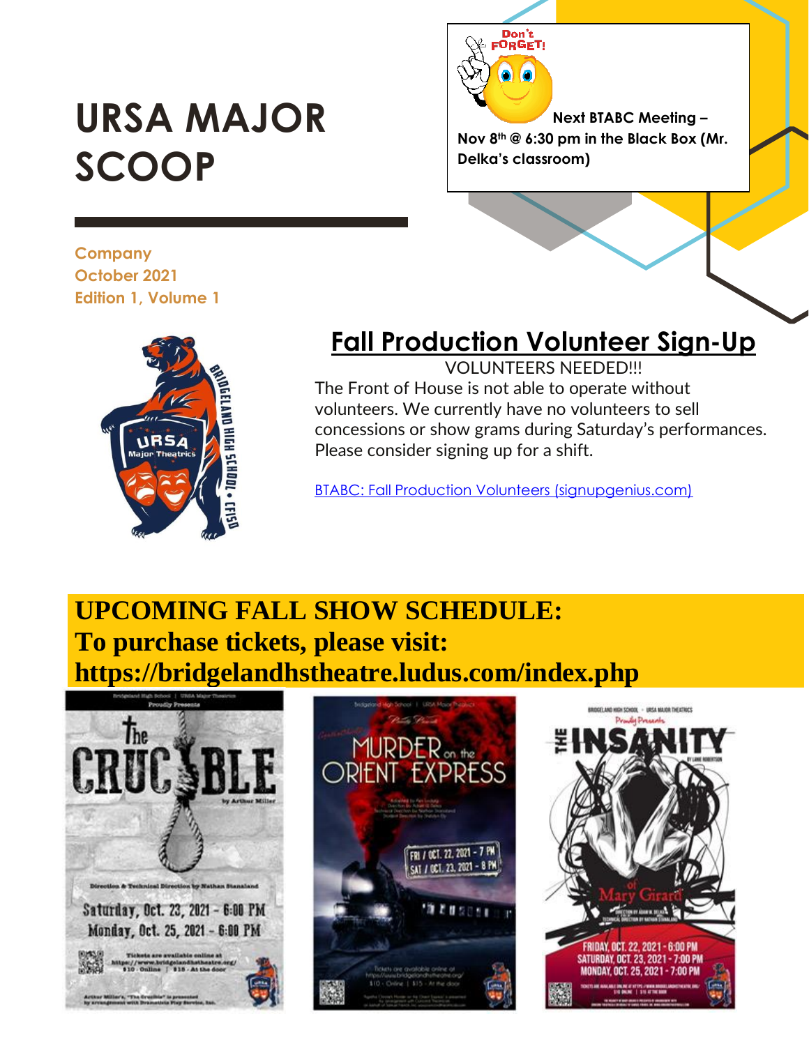# URSA MAJOR SCOOP

Don't FORGET!

**Next BTABC Meeting – Nov 8th @ 6:30 pm in the Black Box (Mr. Delka's classroom)**

**Company**
**October 2021**
**Edition 1, Volume 1**

## Fall Production Volunteer Sign-Up

VOLUNTEERS NEEDED!!!

The Front of House is not able to operate without volunteers. We currently have no volunteers to sell concessions or show grams during Saturday's performances. Please consider signing up for a shift.

BTABC: Fall Production Volunteers (signupgenius.com)

## UPCOMING FALL SHOW SCHEDULE:
## To purchase tickets, please visit: https://bridgelandhstheatre.ludus.com/index.php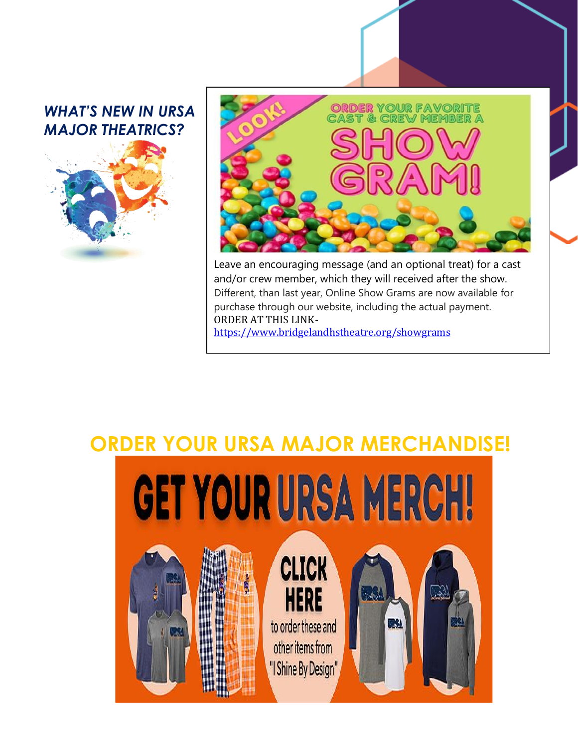## *WHAT'S NEW IN URSA MAJOR THEATRICS?*

Leave an encouraging message (and an optional treat) for a cast and/or crew member, which they will received after the show. Different, than last year, Online Show Grams are now available for purchase through our website, including the actual payment. ORDER AT THIS LINK- https://www.bridgelandhstheatre.org/showgrams

## ORDER YOUR URSA MAJOR MERCHANDISE!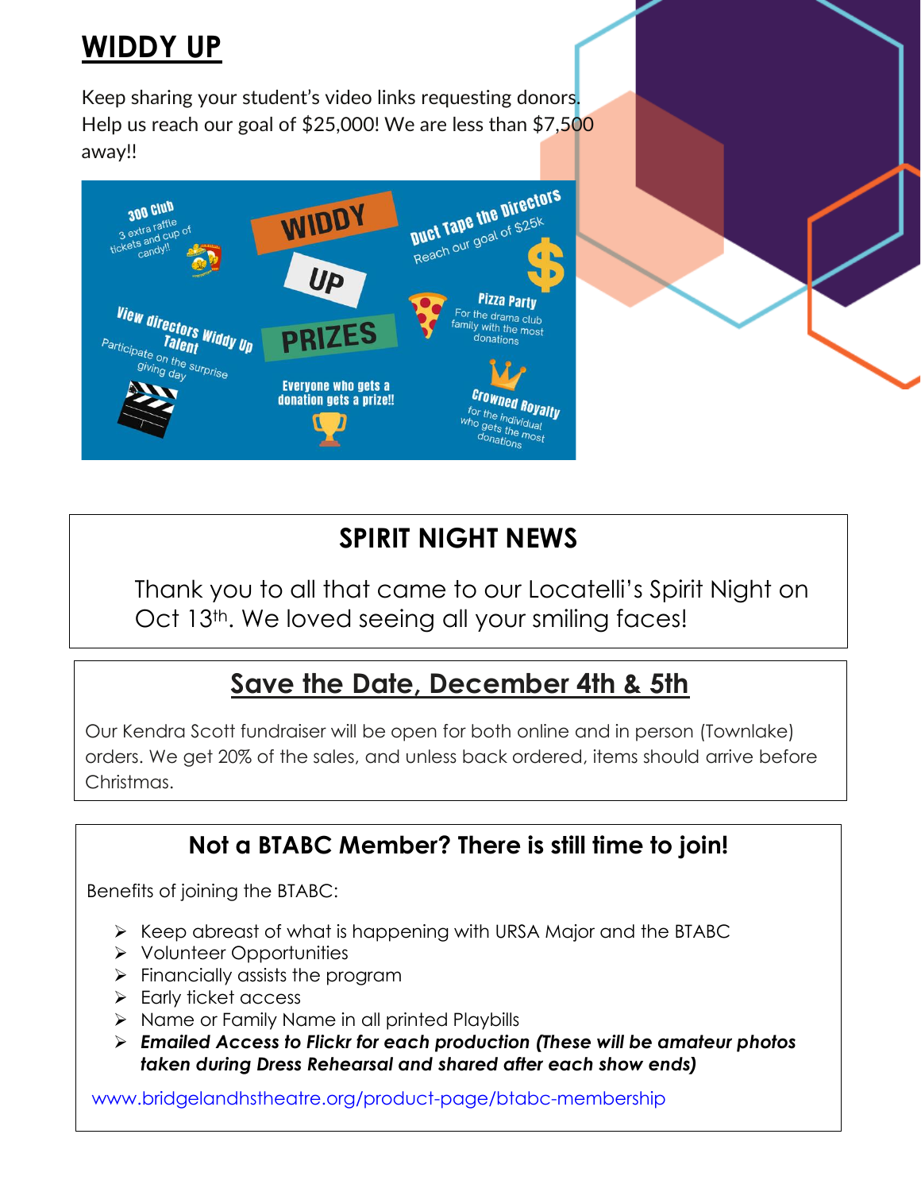# WIDDY UP

Keep sharing your student's video links requesting donors. Help us reach our goal of $25,000! We are less than $7,500 away!!

300 Club
3 extra raffle tickets and cup of candy!!

WIDDY UP PRIZES

Duct Tape the Directors
Reach our goal of $25k

View directors Widdy Up Talent
Participate on the surprise giving day

Pizza Party
For the drama club family with the most donations

Everyone who gets a donation gets a prize!!

Crowned Royalty
for the individual who gets the most donations

## SPIRIT NIGHT NEWS

Thank you to all that came to our Locatelli's Spirit Night on Oct 13th. We loved seeing all your smiling faces!

## Save the Date, December 4th & 5th

Our Kendra Scott fundraiser will be open for both online and in person (Townlake) orders. We get 20% of the sales, and unless back ordered, items should arrive before Christmas.

## Not a BTABC Member? There is still time to join!

Benefits of joining the BTABC:

- Keep abreast of what is happening with URSA Major and the BTABC
- Volunteer Opportunities
- Financially assists the program
- Early ticket access
- Name or Family Name in all printed Playbills
- ***Emailed Access to Flickr for each production (These will be amateur photos taken during Dress Rehearsal and shared after each show ends)***

www.bridgelandhstheatre.org/product-page/btabc-membership